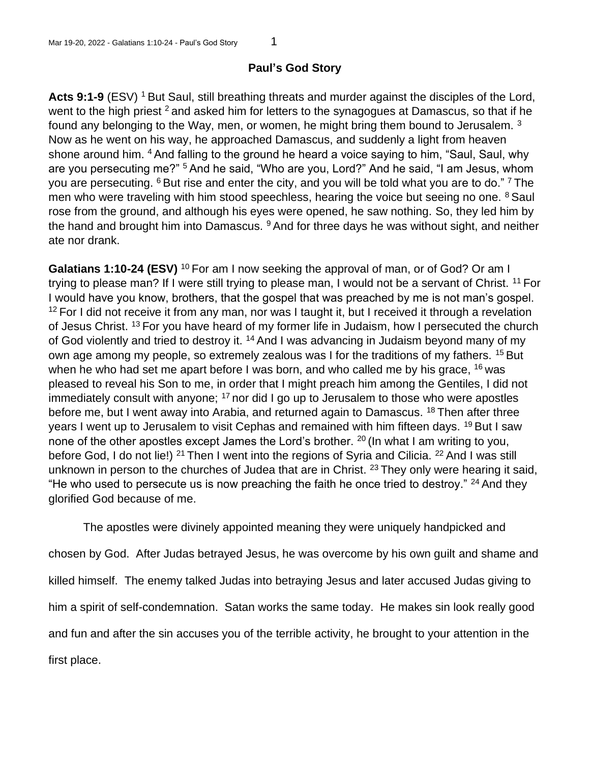# Paul's God Story

**Acts 9:1-9** (ESV) [1] But Saul, still breathing threats and murder against the disciples of the Lord, went to the high priest [2] and asked him for letters to the synagogues at Damascus, so that if he found any belonging to the Way, men, or women, he might bring them bound to Jerusalem. [3] Now as he went on his way, he approached Damascus, and suddenly a light from heaven shone around him. [4] And falling to the ground he heard a voice saying to him, "Saul, Saul, why are you persecuting me?" [5] And he said, "Who are you, Lord?" And he said, "I am Jesus, whom you are persecuting. [6] But rise and enter the city, and you will be told what you are to do." [7] The men who were traveling with him stood speechless, hearing the voice but seeing no one. [8] Saul rose from the ground, and although his eyes were opened, he saw nothing. So, they led him by the hand and brought him into Damascus. [9] And for three days he was without sight, and neither ate nor drank.

**Galatians 1:10-24 (ESV)** [10] For am I now seeking the approval of man, or of God? Or am I trying to please man? If I were still trying to please man, I would not be a servant of Christ. [11] For I would have you know, brothers, that the gospel that was preached by me is not man's gospel. [12] For I did not receive it from any man, nor was I taught it, but I received it through a revelation of Jesus Christ. [13] For you have heard of my former life in Judaism, how I persecuted the church of God violently and tried to destroy it. [14] And I was advancing in Judaism beyond many of my own age among my people, so extremely zealous was I for the traditions of my fathers. [15] But when he who had set me apart before I was born, and who called me by his grace, [16] was pleased to reveal his Son to me, in order that I might preach him among the Gentiles, I did not immediately consult with anyone; [17] nor did I go up to Jerusalem to those who were apostles before me, but I went away into Arabia, and returned again to Damascus. [18] Then after three years I went up to Jerusalem to visit Cephas and remained with him fifteen days. [19] But I saw none of the other apostles except James the Lord's brother. [20] (In what I am writing to you, before God, I do not lie!) [21] Then I went into the regions of Syria and Cilicia. [22] And I was still unknown in person to the churches of Judea that are in Christ. [23] They only were hearing it said, "He who used to persecute us is now preaching the faith he once tried to destroy." [24] And they glorified God because of me.

The apostles were divinely appointed meaning they were uniquely handpicked and chosen by God. After Judas betrayed Jesus, he was overcome by his own guilt and shame and killed himself. The enemy talked Judas into betraying Jesus and later accused Judas giving to him a spirit of self-condemnation. Satan works the same today. He makes sin look really good and fun and after the sin accuses you of the terrible activity, he brought to your attention in the first place.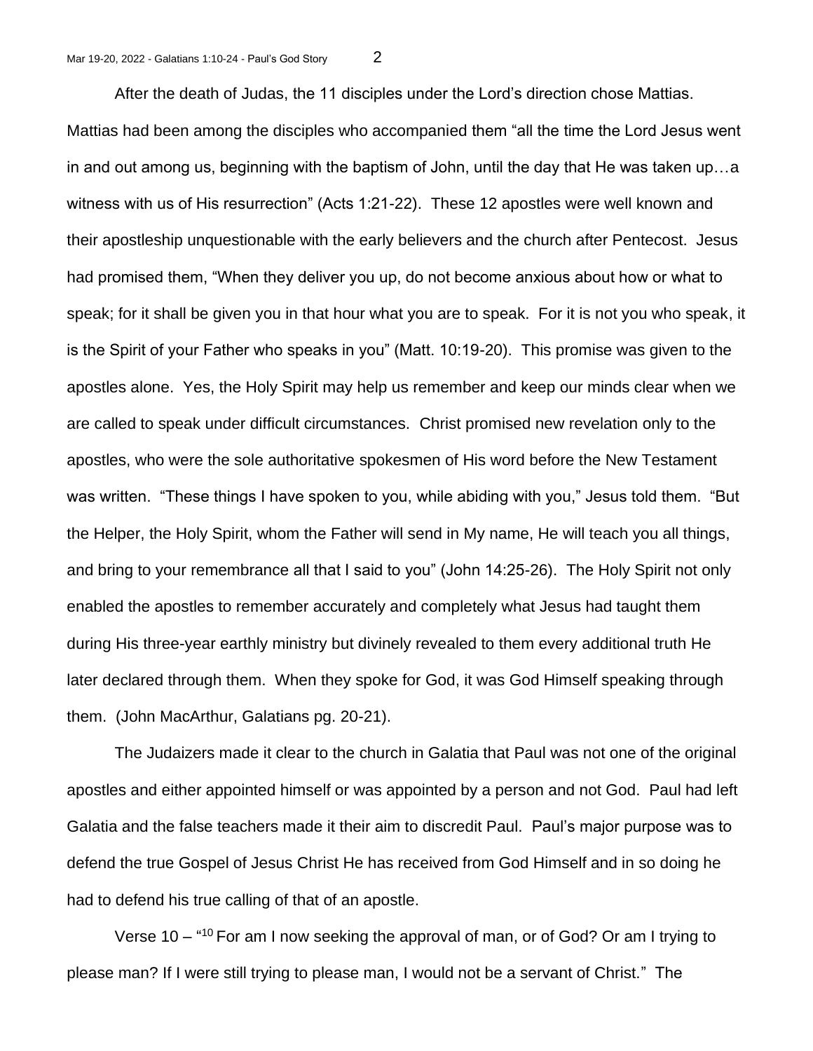After the death of Judas, the 11 disciples under the Lord's direction chose Mattias. Mattias had been among the disciples who accompanied them "all the time the Lord Jesus went in and out among us, beginning with the baptism of John, until the day that He was taken up…a witness with us of His resurrection" (Acts 1:21-22). These 12 apostles were well known and their apostleship unquestionable with the early believers and the church after Pentecost. Jesus had promised them, "When they deliver you up, do not become anxious about how or what to speak; for it shall be given you in that hour what you are to speak. For it is not you who speak, it is the Spirit of your Father who speaks in you" (Matt. 10:19-20). This promise was given to the apostles alone. Yes, the Holy Spirit may help us remember and keep our minds clear when we are called to speak under difficult circumstances. Christ promised new revelation only to the apostles, who were the sole authoritative spokesmen of His word before the New Testament was written. "These things I have spoken to you, while abiding with you," Jesus told them. "But the Helper, the Holy Spirit, whom the Father will send in My name, He will teach you all things, and bring to your remembrance all that I said to you" (John 14:25-26). The Holy Spirit not only enabled the apostles to remember accurately and completely what Jesus had taught them during His three-year earthly ministry but divinely revealed to them every additional truth He later declared through them. When they spoke for God, it was God Himself speaking through them. (John MacArthur, Galatians pg. 20-21).

The Judaizers made it clear to the church in Galatia that Paul was not one of the original apostles and either appointed himself or was appointed by a person and not God. Paul had left Galatia and the false teachers made it their aim to discredit Paul. Paul's major purpose was to defend the true Gospel of Jesus Christ He has received from God Himself and in so doing he had to defend his true calling of that of an apostle.

Verse 10 – "[10] For am I now seeking the approval of man, or of God? Or am I trying to please man? If I were still trying to please man, I would not be a servant of Christ." The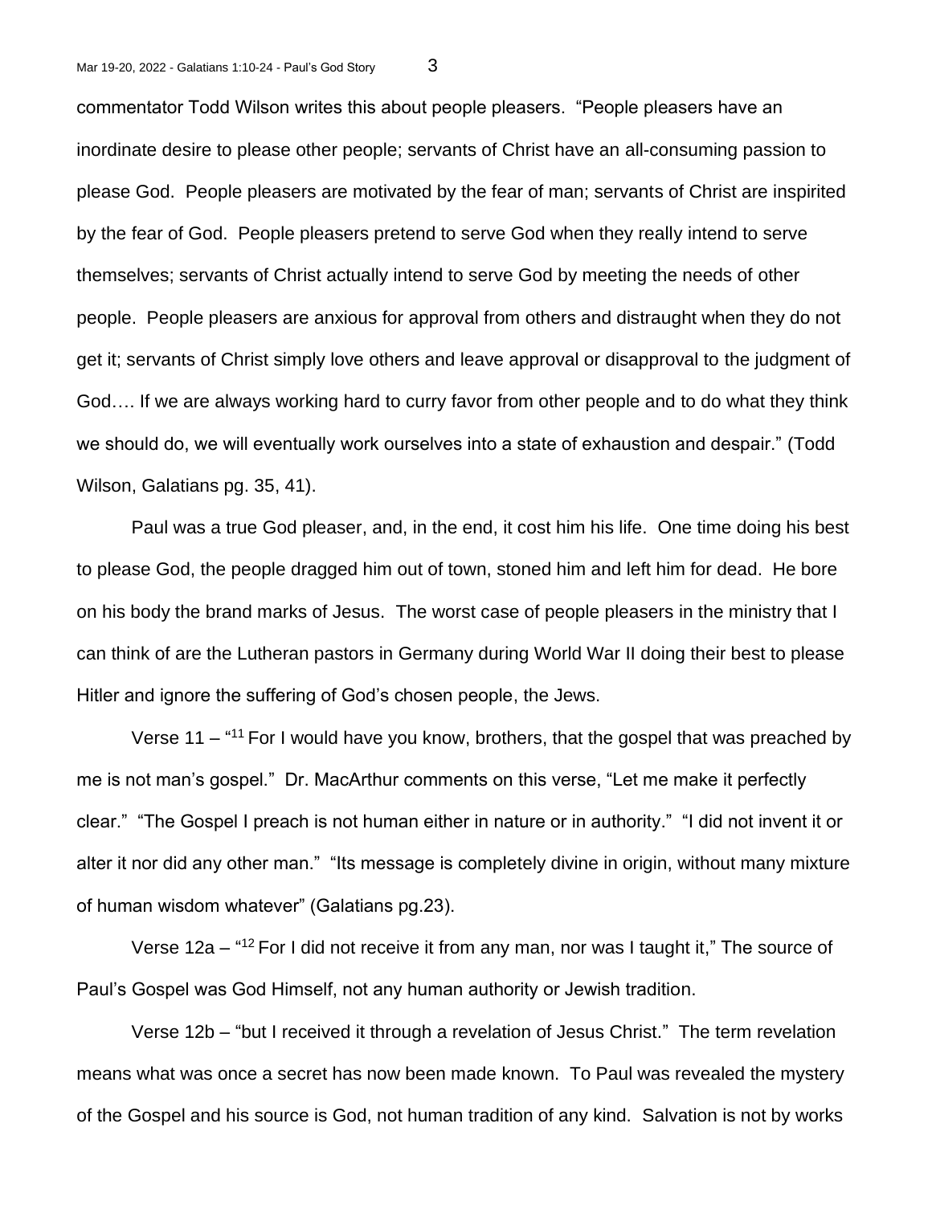commentator Todd Wilson writes this about people pleasers. "People pleasers have an inordinate desire to please other people; servants of Christ have an all-consuming passion to please God. People pleasers are motivated by the fear of man; servants of Christ are inspirited by the fear of God. People pleasers pretend to serve God when they really intend to serve themselves; servants of Christ actually intend to serve God by meeting the needs of other people. People pleasers are anxious for approval from others and distraught when they do not get it; servants of Christ simply love others and leave approval or disapproval to the judgment of God…. If we are always working hard to curry favor from other people and to do what they think we should do, we will eventually work ourselves into a state of exhaustion and despair." (Todd Wilson, Galatians pg. 35, 41).

Paul was a true God pleaser, and, in the end, it cost him his life. One time doing his best to please God, the people dragged him out of town, stoned him and left him for dead. He bore on his body the brand marks of Jesus. The worst case of people pleasers in the ministry that I can think of are the Lutheran pastors in Germany during World War II doing their best to please Hitler and ignore the suffering of God's chosen people, the Jews.

Verse 11 – "[11] For I would have you know, brothers, that the gospel that was preached by me is not man's gospel." Dr. MacArthur comments on this verse, "Let me make it perfectly clear." "The Gospel I preach is not human either in nature or in authority." "I did not invent it or alter it nor did any other man." "Its message is completely divine in origin, without many mixture of human wisdom whatever" (Galatians pg.23).

Verse 12a – "[12] For I did not receive it from any man, nor was I taught it," The source of Paul's Gospel was God Himself, not any human authority or Jewish tradition.

Verse 12b – "but I received it through a revelation of Jesus Christ." The term revelation means what was once a secret has now been made known. To Paul was revealed the mystery of the Gospel and his source is God, not human tradition of any kind. Salvation is not by works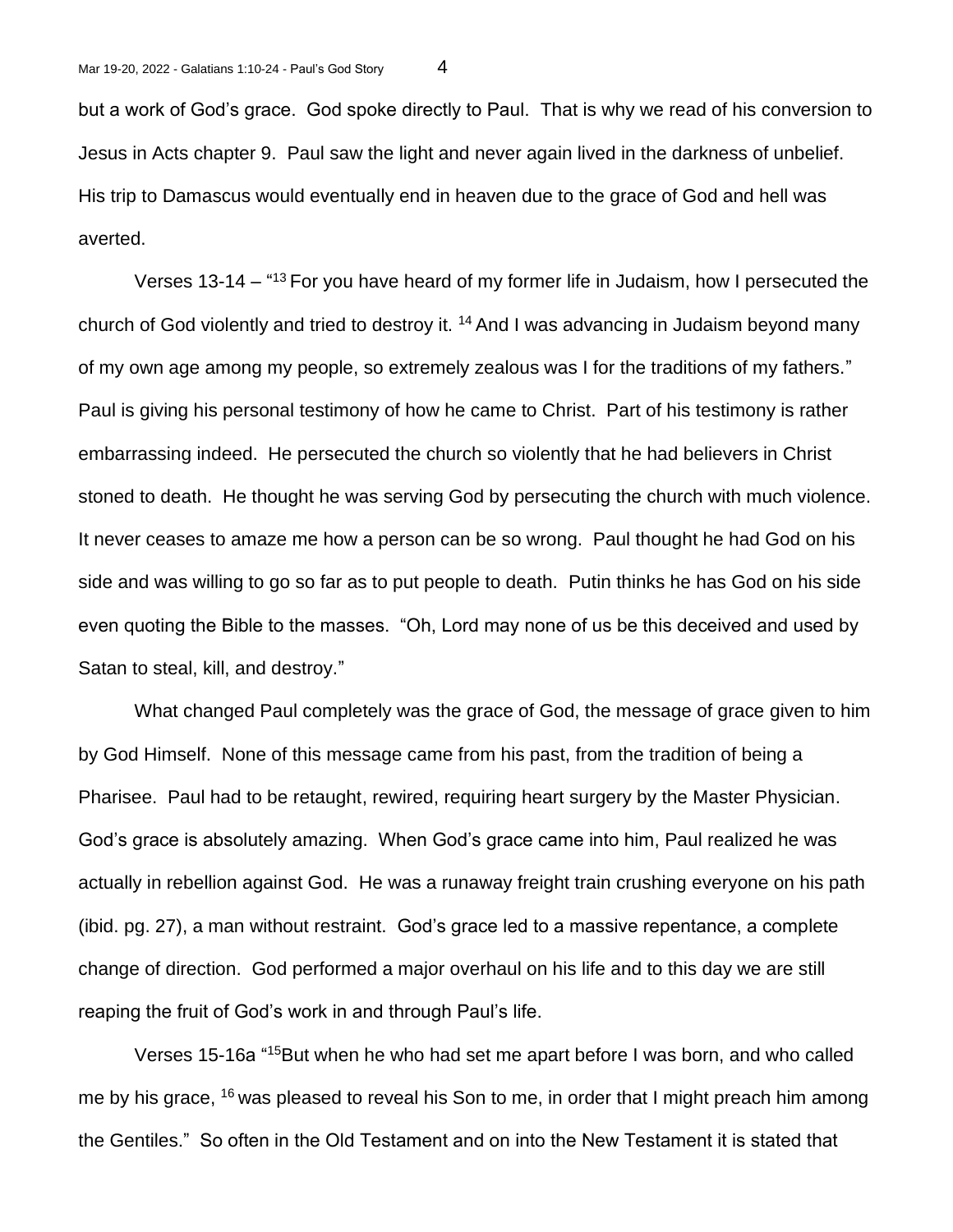but a work of God's grace. God spoke directly to Paul. That is why we read of his conversion to Jesus in Acts chapter 9. Paul saw the light and never again lived in the darkness of unbelief. His trip to Damascus would eventually end in heaven due to the grace of God and hell was averted.

Verses 13-14 – "[13] For you have heard of my former life in Judaism, how I persecuted the church of God violently and tried to destroy it. [14] And I was advancing in Judaism beyond many of my own age among my people, so extremely zealous was I for the traditions of my fathers." Paul is giving his personal testimony of how he came to Christ. Part of his testimony is rather embarrassing indeed. He persecuted the church so violently that he had believers in Christ stoned to death. He thought he was serving God by persecuting the church with much violence. It never ceases to amaze me how a person can be so wrong. Paul thought he had God on his side and was willing to go so far as to put people to death. Putin thinks he has God on his side even quoting the Bible to the masses. "Oh, Lord may none of us be this deceived and used by Satan to steal, kill, and destroy."

What changed Paul completely was the grace of God, the message of grace given to him by God Himself. None of this message came from his past, from the tradition of being a Pharisee. Paul had to be retaught, rewired, requiring heart surgery by the Master Physician. God's grace is absolutely amazing. When God's grace came into him, Paul realized he was actually in rebellion against God. He was a runaway freight train crushing everyone on his path (ibid. pg. 27), a man without restraint. God's grace led to a massive repentance, a complete change of direction. God performed a major overhaul on his life and to this day we are still reaping the fruit of God's work in and through Paul's life.

Verses 15-16a "[15]But when he who had set me apart before I was born, and who called me by his grace, [16] was pleased to reveal his Son to me, in order that I might preach him among the Gentiles." So often in the Old Testament and on into the New Testament it is stated that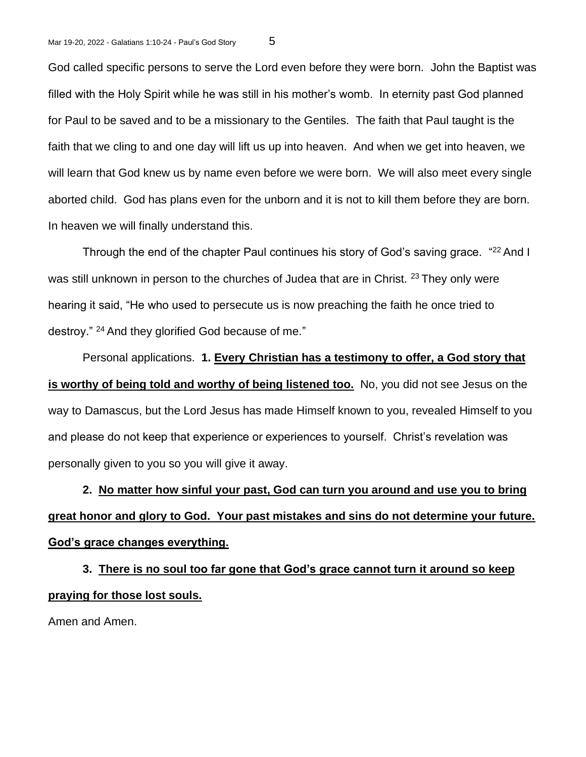God called specific persons to serve the Lord even before they were born. John the Baptist was filled with the Holy Spirit while he was still in his mother's womb. In eternity past God planned for Paul to be saved and to be a missionary to the Gentiles. The faith that Paul taught is the faith that we cling to and one day will lift us up into heaven. And when we get into heaven, we will learn that God knew us by name even before we were born. We will also meet every single aborted child. God has plans even for the unborn and it is not to kill them before they are born. In heaven we will finally understand this.

Through the end of the chapter Paul continues his story of God's saving grace. "[22] And I was still unknown in person to the churches of Judea that are in Christ. [23] They only were hearing it said, "He who used to persecute us is now preaching the faith he once tried to destroy." [24] And they glorified God because of me."

Personal applications. **1. <u>Every Christian has a testimony to offer, a God story that is worthy of being told and worthy of being listened too.</u>** No, you did not see Jesus on the way to Damascus, but the Lord Jesus has made Himself known to you, revealed Himself to you and please do not keep that experience or experiences to yourself. Christ's revelation was personally given to you so you will give it away.

**2. <u>No matter how sinful your past, God can turn you around and use you to bring great honor and glory to God. Your past mistakes and sins do not determine your future. God's grace changes everything.</u>**

**3. <u>There is no soul too far gone that God's grace cannot turn it around so keep praying for those lost souls.</u>**

Amen and Amen.